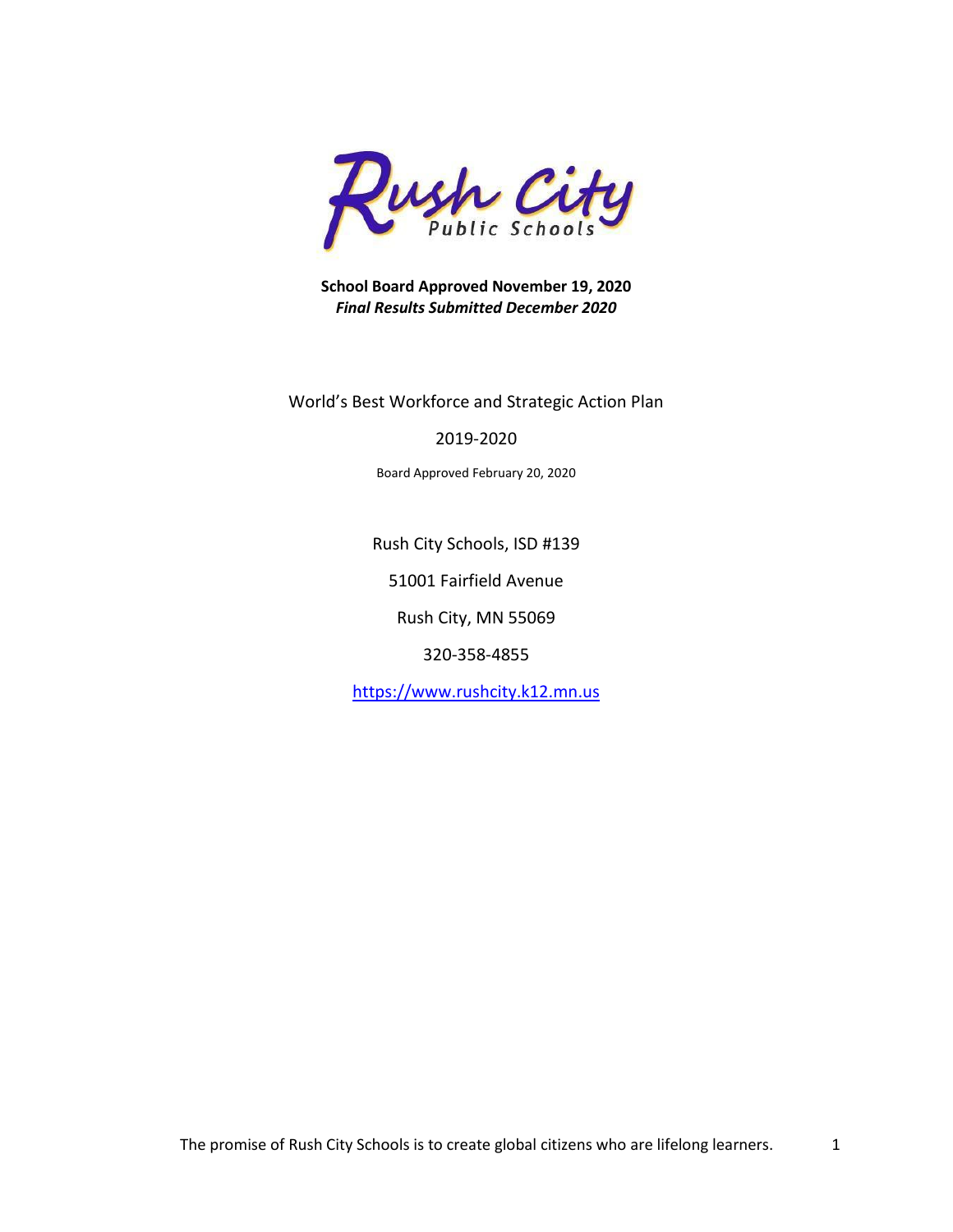Rush City Public Schools

**School Board Approved November 19, 2020**
***Final Results Submitted December 2020***

World's Best Workforce and Strategic Action Plan

2019-2020

Board Approved February 20, 2020

Rush City Schools, ISD #139

51001 Fairfield Avenue

Rush City, MN 55069

320-358-4855

https://www.rushcity.k12.mn.us

The promise of Rush City Schools is to create global citizens who are lifelong learners.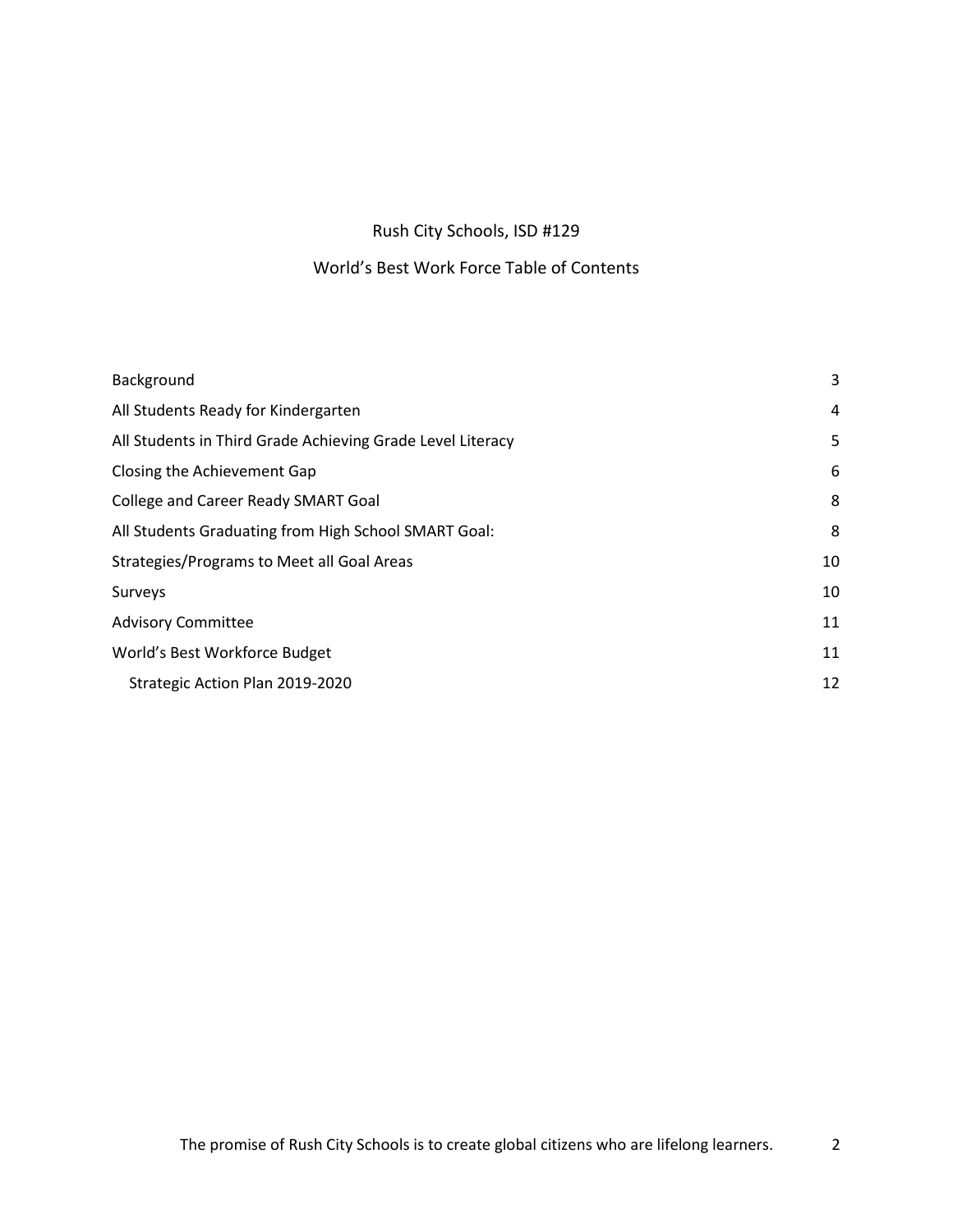# Rush City Schools, ISD #129

## World's Best Work Force Table of Contents

| | |
|---|---|
| Background | 3 |
| All Students Ready for Kindergarten | 4 |
| All Students in Third Grade Achieving Grade Level Literacy | 5 |
| Closing the Achievement Gap | 6 |
| College and Career Ready SMART Goal | 8 |
| All Students Graduating from High School SMART Goal: | 8 |
| Strategies/Programs to Meet all Goal Areas | 10 |
| Surveys | 10 |
| Advisory Committee | 11 |
| World's Best Workforce Budget | 11 |
| Strategic Action Plan 2019-2020 | 12 |

The promise of Rush City Schools is to create global citizens who are lifelong learners.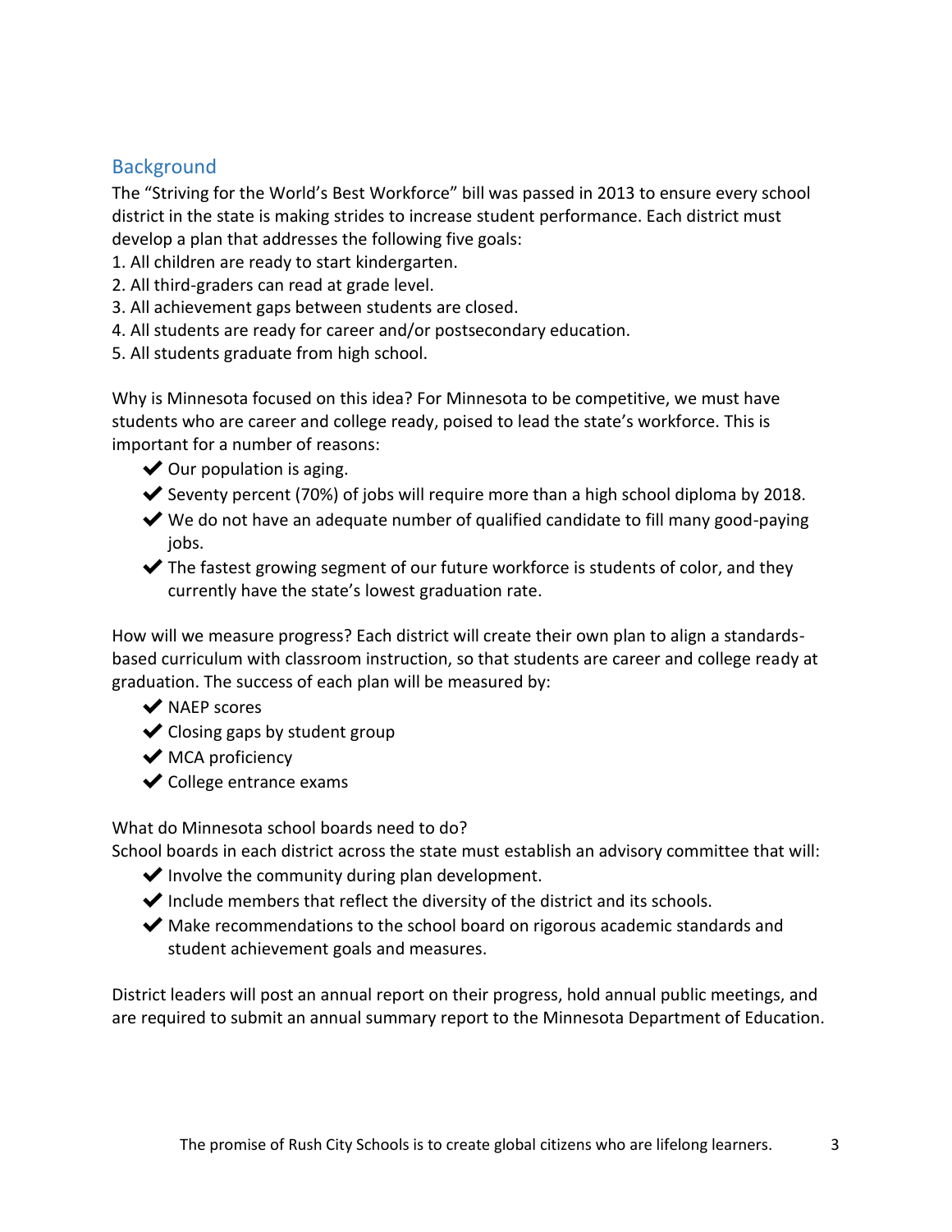## Background

The "Striving for the World's Best Workforce" bill was passed in 2013 to ensure every school district in the state is making strides to increase student performance. Each district must develop a plan that addresses the following five goals:

1. All children are ready to start kindergarten.
2. All third-graders can read at grade level.
3. All achievement gaps between students are closed.
4. All students are ready for career and/or postsecondary education.
5. All students graduate from high school.

Why is Minnesota focused on this idea? For Minnesota to be competitive, we must have students who are career and college ready, poised to lead the state's workforce. This is important for a number of reasons:

- ✔ Our population is aging.
- ✔ Seventy percent (70%) of jobs will require more than a high school diploma by 2018.
- ✔ We do not have an adequate number of qualified candidate to fill many good-paying jobs.
- ✔ The fastest growing segment of our future workforce is students of color, and they currently have the state's lowest graduation rate.

How will we measure progress? Each district will create their own plan to align a standards-based curriculum with classroom instruction, so that students are career and college ready at graduation. The success of each plan will be measured by:

- ✔ NAEP scores
- ✔ Closing gaps by student group
- ✔ MCA proficiency
- ✔ College entrance exams

What do Minnesota school boards need to do?
School boards in each district across the state must establish an advisory committee that will:

- ✔ Involve the community during plan development.
- ✔ Include members that reflect the diversity of the district and its schools.
- ✔ Make recommendations to the school board on rigorous academic standards and student achievement goals and measures.

District leaders will post an annual report on their progress, hold annual public meetings, and are required to submit an annual summary report to the Minnesota Department of Education.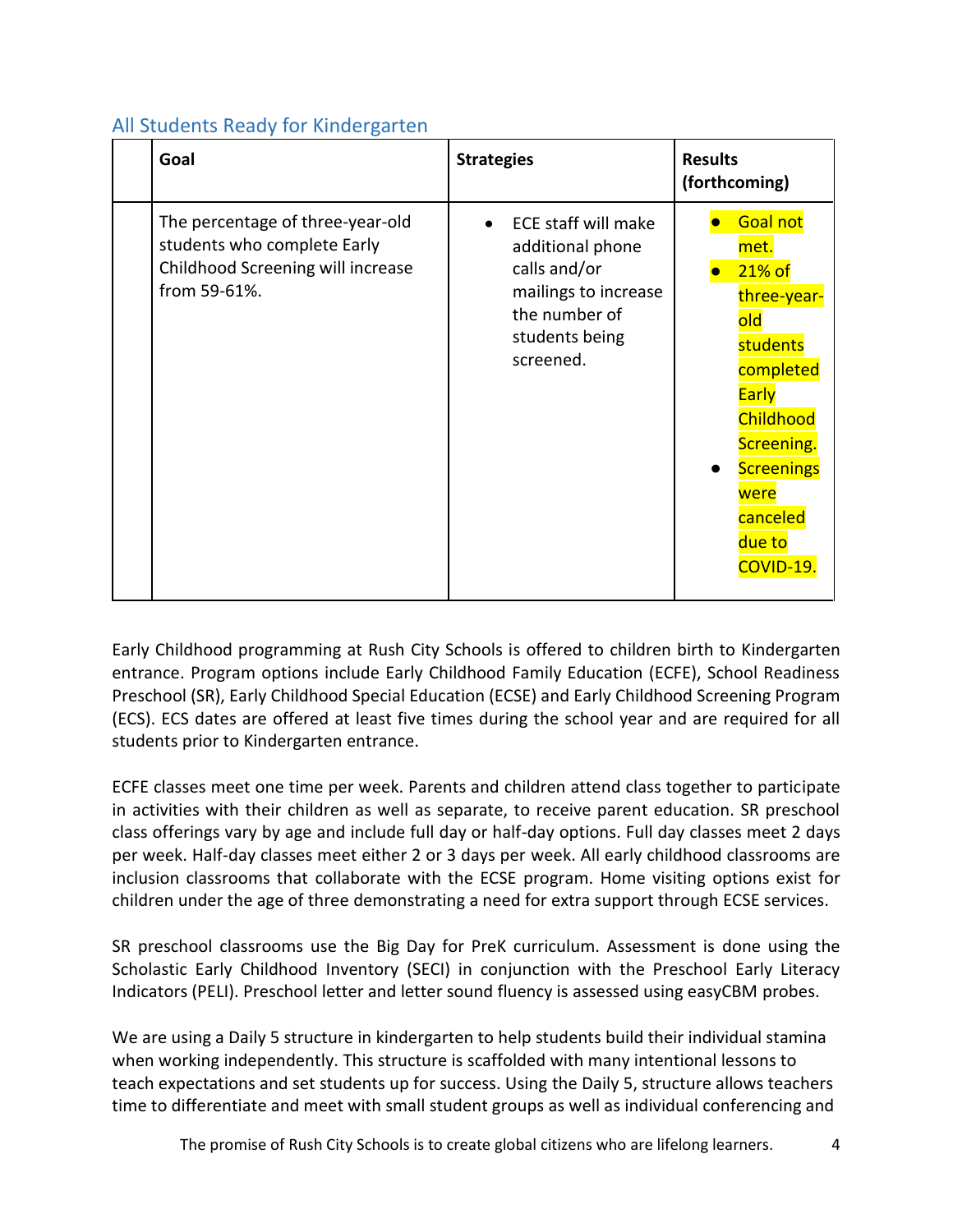## All Students Ready for Kindergarten

| | Goal | Strategies | Results (forthcoming) |
|---|---|---|---|
| | The percentage of three-year-old students who complete Early Childhood Screening will increase from 59-61%. | • ECE staff will make additional phone calls and/or mailings to increase the number of students being screened. | • Goal not met.<br>• 21% of three-year-old students completed Early Childhood Screening.<br>• Screenings were canceled due to COVID-19. |

Early Childhood programming at Rush City Schools is offered to children birth to Kindergarten entrance. Program options include Early Childhood Family Education (ECFE), School Readiness Preschool (SR), Early Childhood Special Education (ECSE) and Early Childhood Screening Program (ECS). ECS dates are offered at least five times during the school year and are required for all students prior to Kindergarten entrance.

ECFE classes meet one time per week. Parents and children attend class together to participate in activities with their children as well as separate, to receive parent education. SR preschool class offerings vary by age and include full day or half-day options. Full day classes meet 2 days per week. Half-day classes meet either 2 or 3 days per week. All early childhood classrooms are inclusion classrooms that collaborate with the ECSE program. Home visiting options exist for children under the age of three demonstrating a need for extra support through ECSE services.

SR preschool classrooms use the Big Day for PreK curriculum. Assessment is done using the Scholastic Early Childhood Inventory (SECI) in conjunction with the Preschool Early Literacy Indicators (PELI). Preschool letter and letter sound fluency is assessed using easyCBM probes.

We are using a Daily 5 structure in kindergarten to help students build their individual stamina when working independently. This structure is scaffolded with many intentional lessons to teach expectations and set students up for success. Using the Daily 5, structure allows teachers time to differentiate and meet with small student groups as well as individual conferencing and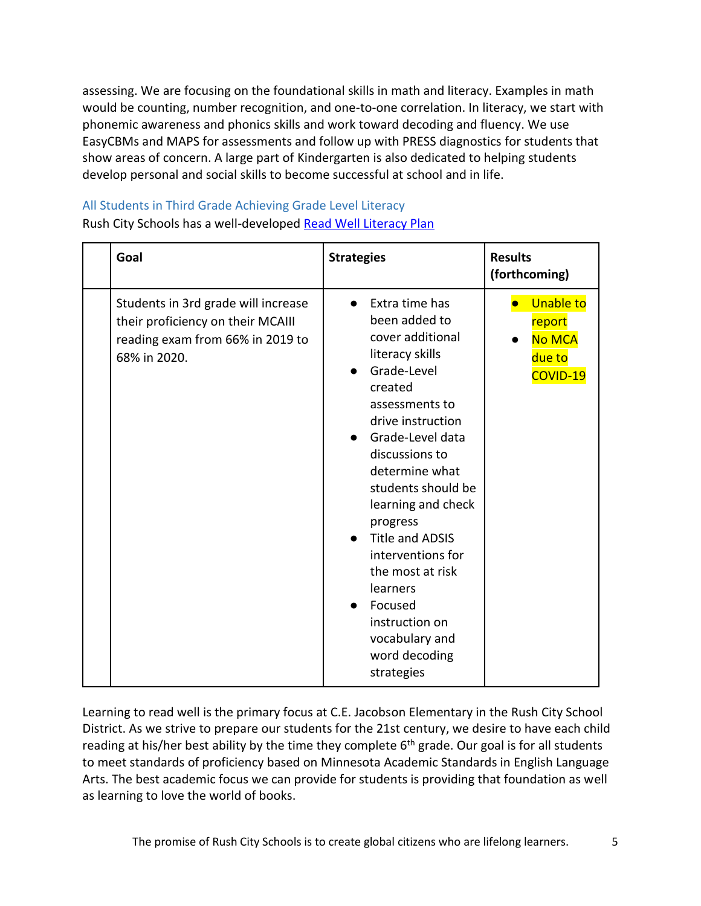assessing. We are focusing on the foundational skills in math and literacy. Examples in math would be counting, number recognition, and one-to-one correlation. In literacy, we start with phonemic awareness and phonics skills and work toward decoding and fluency. We use EasyCBMs and MAPS for assessments and follow up with PRESS diagnostics for students that show areas of concern. A large part of Kindergarten is also dedicated to helping students develop personal and social skills to become successful at school and in life.

### All Students in Third Grade Achieving Grade Level Literacy

Rush City Schools has a well-developed [Read Well Literacy Plan]()

| | Goal | Strategies | Results (forthcoming) |
|---|---|---|---|
| | Students in 3rd grade will increase their proficiency on their MCAIII reading exam from 66% in 2019 to 68% in 2020. | • Extra time has been added to cover additional literacy skills<br>• Grade-Level created assessments to drive instruction<br>• Grade-Level data discussions to determine what students should be learning and check progress<br>• Title and ADSIS interventions for the most at risk learners<br>• Focused instruction on vocabulary and word decoding strategies | • Unable to report<br>• No MCA due to COVID-19 |

Learning to read well is the primary focus at C.E. Jacobson Elementary in the Rush City School District. As we strive to prepare our students for the 21st century, we desire to have each child reading at his/her best ability by the time they complete 6th grade. Our goal is for all students to meet standards of proficiency based on Minnesota Academic Standards in English Language Arts. The best academic focus we can provide for students is providing that foundation as well as learning to love the world of books.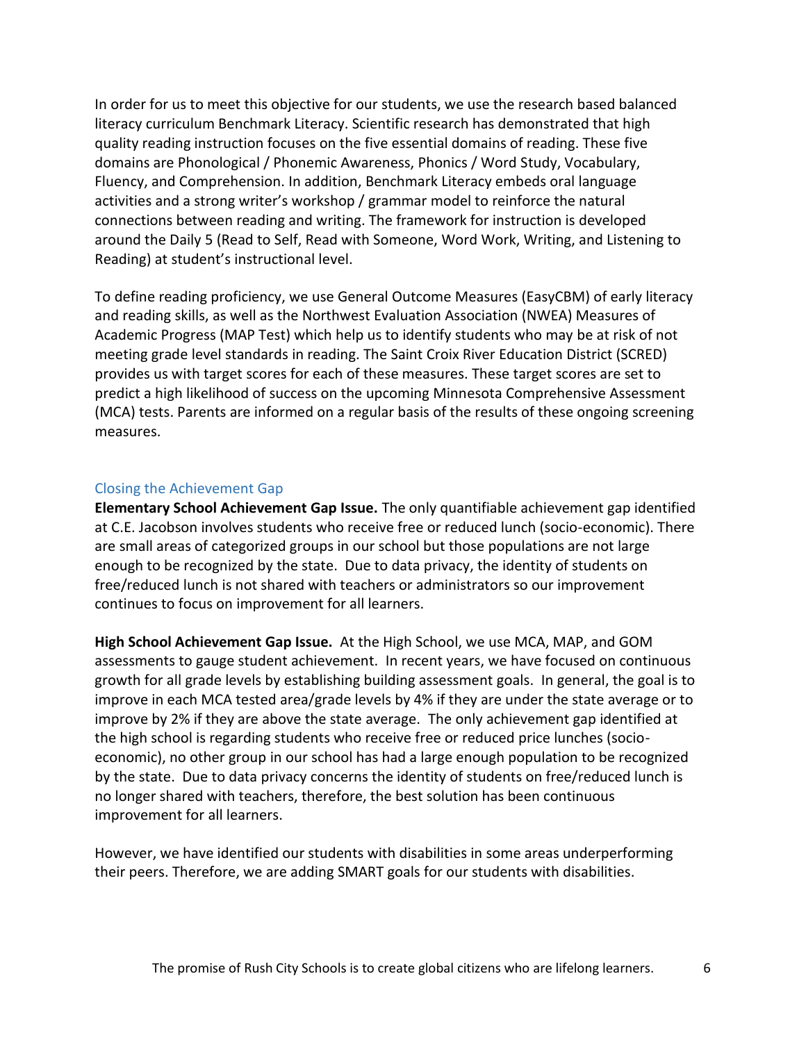In order for us to meet this objective for our students, we use the research based balanced literacy curriculum Benchmark Literacy. Scientific research has demonstrated that high quality reading instruction focuses on the five essential domains of reading. These five domains are Phonological / Phonemic Awareness, Phonics / Word Study, Vocabulary, Fluency, and Comprehension. In addition, Benchmark Literacy embeds oral language activities and a strong writer's workshop / grammar model to reinforce the natural connections between reading and writing. The framework for instruction is developed around the Daily 5 (Read to Self, Read with Someone, Word Work, Writing, and Listening to Reading) at student's instructional level.

To define reading proficiency, we use General Outcome Measures (EasyCBM) of early literacy and reading skills, as well as the Northwest Evaluation Association (NWEA) Measures of Academic Progress (MAP Test) which help us to identify students who may be at risk of not meeting grade level standards in reading. The Saint Croix River Education District (SCRED) provides us with target scores for each of these measures. These target scores are set to predict a high likelihood of success on the upcoming Minnesota Comprehensive Assessment (MCA) tests. Parents are informed on a regular basis of the results of these ongoing screening measures.

## Closing the Achievement Gap

**Elementary School Achievement Gap Issue.** The only quantifiable achievement gap identified at C.E. Jacobson involves students who receive free or reduced lunch (socio-economic). There are small areas of categorized groups in our school but those populations are not large enough to be recognized by the state. Due to data privacy, the identity of students on free/reduced lunch is not shared with teachers or administrators so our improvement continues to focus on improvement for all learners.

**High School Achievement Gap Issue.** At the High School, we use MCA, MAP, and GOM assessments to gauge student achievement. In recent years, we have focused on continuous growth for all grade levels by establishing building assessment goals. In general, the goal is to improve in each MCA tested area/grade levels by 4% if they are under the state average or to improve by 2% if they are above the state average. The only achievement gap identified at the high school is regarding students who receive free or reduced price lunches (socio-economic), no other group in our school has had a large enough population to be recognized by the state. Due to data privacy concerns the identity of students on free/reduced lunch is no longer shared with teachers, therefore, the best solution has been continuous improvement for all learners.

However, we have identified our students with disabilities in some areas underperforming their peers. Therefore, we are adding SMART goals for our students with disabilities.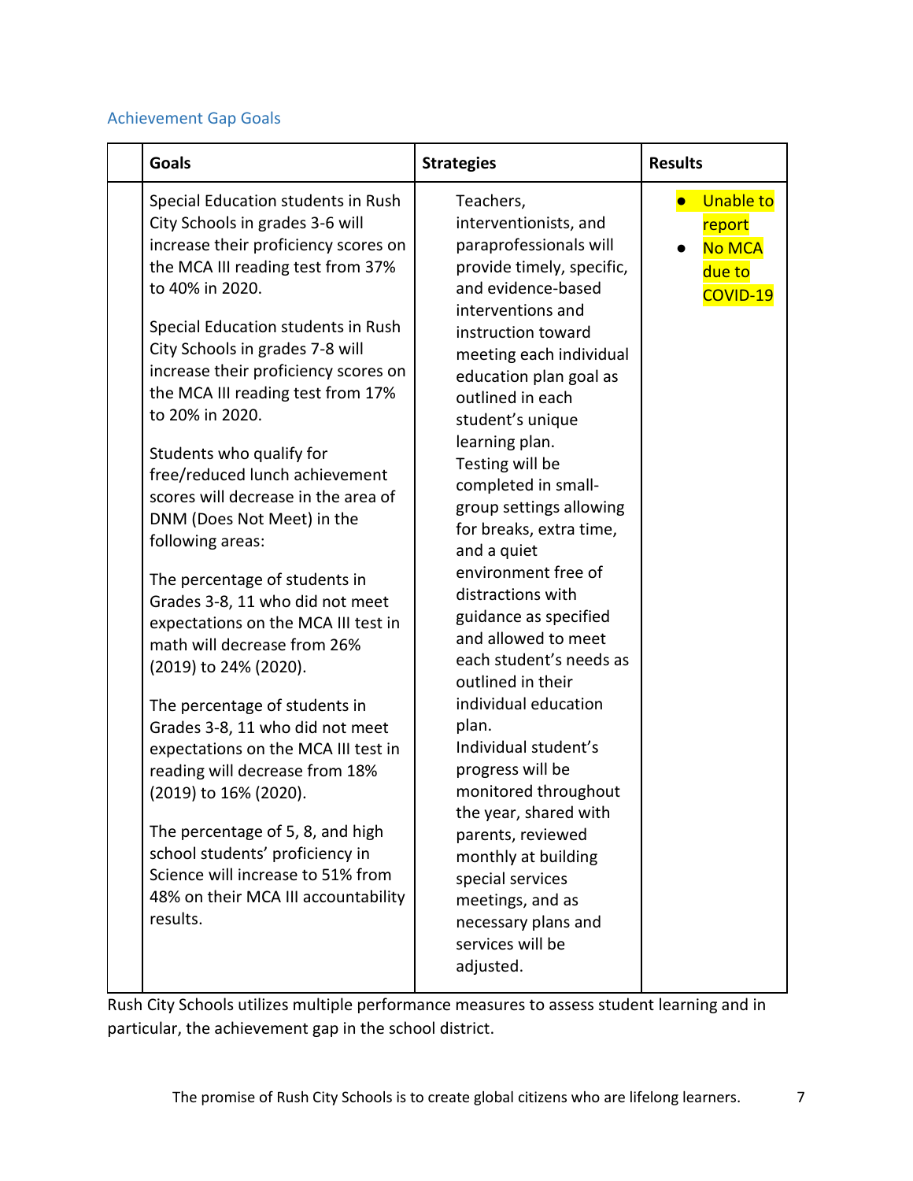### Achievement Gap Goals

| | Goals | Strategies | Results |
|---|---|---|---|
| | Special Education students in Rush City Schools in grades 3-6 will increase their proficiency scores on the MCA III reading test from 37% to 40% in 2020.<br><br>Special Education students in Rush City Schools in grades 7-8 will increase their proficiency scores on the MCA III reading test from 17% to 20% in 2020.<br><br>Students who qualify for free/reduced lunch achievement scores will decrease in the area of DNM (Does Not Meet) in the following areas:<br><br>The percentage of students in Grades 3-8, 11 who did not meet expectations on the MCA III test in math will decrease from 26% (2019) to 24% (2020).<br><br>The percentage of students in Grades 3-8, 11 who did not meet expectations on the MCA III test in reading will decrease from 18% (2019) to 16% (2020).<br><br>The percentage of 5, 8, and high school students' proficiency in Science will increase to 51% from 48% on their MCA III accountability results. | Teachers, interventionists, and paraprofessionals will provide timely, specific, and evidence-based interventions and instruction toward meeting each individual education plan goal as outlined in each student's unique learning plan.<br>Testing will be completed in small-group settings allowing for breaks, extra time, and a quiet environment free of distractions with guidance as specified and allowed to meet each student's needs as outlined in their individual education plan.<br>Individual student's progress will be monitored throughout the year, shared with parents, reviewed monthly at building special services meetings, and as necessary plans and services will be adjusted. | • Unable to report<br>• No MCA due to COVID-19 |

Rush City Schools utilizes multiple performance measures to assess student learning and in particular, the achievement gap in the school district.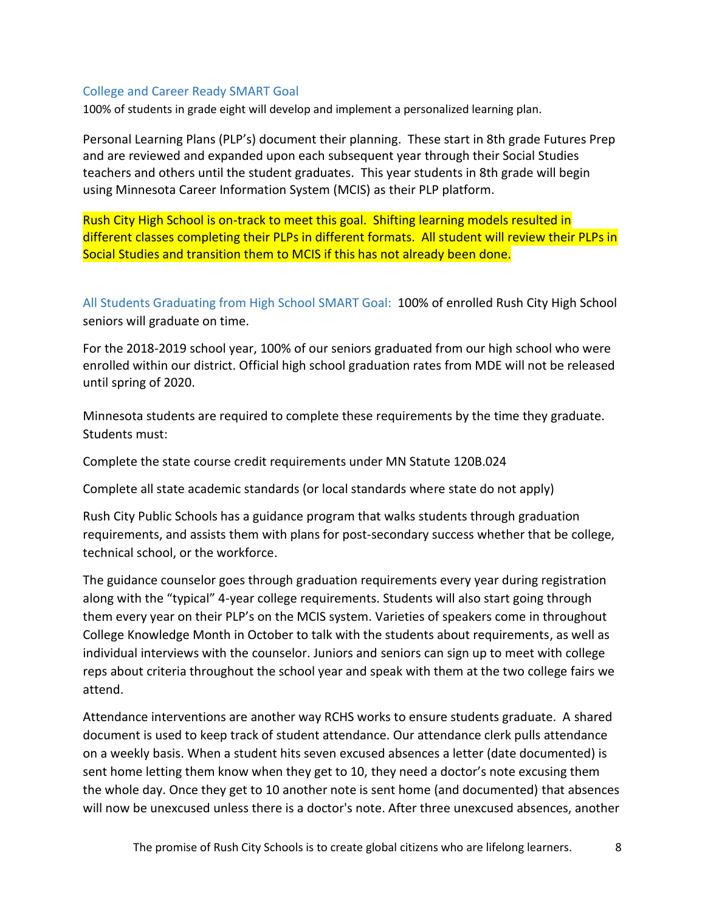### College and Career Ready SMART Goal

100% of students in grade eight will develop and implement a personalized learning plan.

Personal Learning Plans (PLP's) document their planning. These start in 8th grade Futures Prep and are reviewed and expanded upon each subsequent year through their Social Studies teachers and others until the student graduates. This year students in 8th grade will begin using Minnesota Career Information System (MCIS) as their PLP platform.

Rush City High School is on-track to meet this goal. Shifting learning models resulted in different classes completing their PLPs in different formats. All student will review their PLPs in Social Studies and transition them to MCIS if this has not already been done.

### All Students Graduating from High School SMART Goal:

100% of enrolled Rush City High School seniors will graduate on time.

For the 2018-2019 school year, 100% of our seniors graduated from our high school who were enrolled within our district. Official high school graduation rates from MDE will not be released until spring of 2020.

Minnesota students are required to complete these requirements by the time they graduate. Students must:

Complete the state course credit requirements under MN Statute 120B.024

Complete all state academic standards (or local standards where state do not apply)

Rush City Public Schools has a guidance program that walks students through graduation requirements, and assists them with plans for post-secondary success whether that be college, technical school, or the workforce.

The guidance counselor goes through graduation requirements every year during registration along with the "typical" 4-year college requirements. Students will also start going through them every year on their PLP's on the MCIS system. Varieties of speakers come in throughout College Knowledge Month in October to talk with the students about requirements, as well as individual interviews with the counselor. Juniors and seniors can sign up to meet with college reps about criteria throughout the school year and speak with them at the two college fairs we attend.

Attendance interventions are another way RCHS works to ensure students graduate. A shared document is used to keep track of student attendance. Our attendance clerk pulls attendance on a weekly basis. When a student hits seven excused absences a letter (date documented) is sent home letting them know when they get to 10, they need a doctor's note excusing them the whole day. Once they get to 10 another note is sent home (and documented) that absences will now be unexcused unless there is a doctor's note. After three unexcused absences, another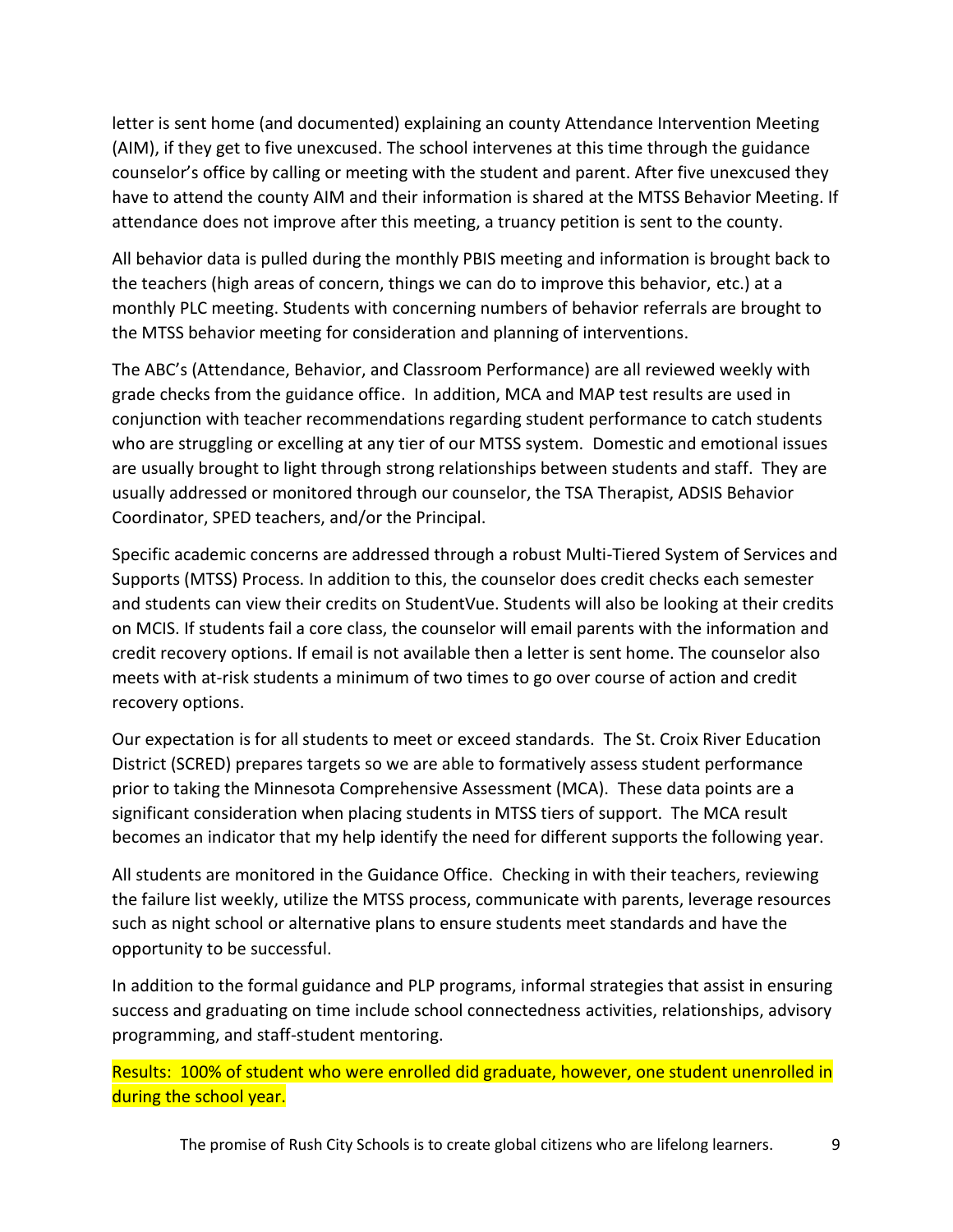letter is sent home (and documented) explaining an county Attendance Intervention Meeting (AIM), if they get to five unexcused. The school intervenes at this time through the guidance counselor's office by calling or meeting with the student and parent. After five unexcused they have to attend the county AIM and their information is shared at the MTSS Behavior Meeting. If attendance does not improve after this meeting, a truancy petition is sent to the county.

All behavior data is pulled during the monthly PBIS meeting and information is brought back to the teachers (high areas of concern, things we can do to improve this behavior, etc.) at a monthly PLC meeting. Students with concerning numbers of behavior referrals are brought to the MTSS behavior meeting for consideration and planning of interventions.

The ABC's (Attendance, Behavior, and Classroom Performance) are all reviewed weekly with grade checks from the guidance office. In addition, MCA and MAP test results are used in conjunction with teacher recommendations regarding student performance to catch students who are struggling or excelling at any tier of our MTSS system. Domestic and emotional issues are usually brought to light through strong relationships between students and staff. They are usually addressed or monitored through our counselor, the TSA Therapist, ADSIS Behavior Coordinator, SPED teachers, and/or the Principal.

Specific academic concerns are addressed through a robust Multi-Tiered System of Services and Supports (MTSS) Process. In addition to this, the counselor does credit checks each semester and students can view their credits on StudentVue. Students will also be looking at their credits on MCIS. If students fail a core class, the counselor will email parents with the information and credit recovery options. If email is not available then a letter is sent home. The counselor also meets with at-risk students a minimum of two times to go over course of action and credit recovery options.

Our expectation is for all students to meet or exceed standards. The St. Croix River Education District (SCRED) prepares targets so we are able to formatively assess student performance prior to taking the Minnesota Comprehensive Assessment (MCA). These data points are a significant consideration when placing students in MTSS tiers of support. The MCA result becomes an indicator that my help identify the need for different supports the following year.

All students are monitored in the Guidance Office. Checking in with their teachers, reviewing the failure list weekly, utilize the MTSS process, communicate with parents, leverage resources such as night school or alternative plans to ensure students meet standards and have the opportunity to be successful.

In addition to the formal guidance and PLP programs, informal strategies that assist in ensuring success and graduating on time include school connectedness activities, relationships, advisory programming, and staff-student mentoring.

Results: 100% of student who were enrolled did graduate, however, one student unenrolled in during the school year.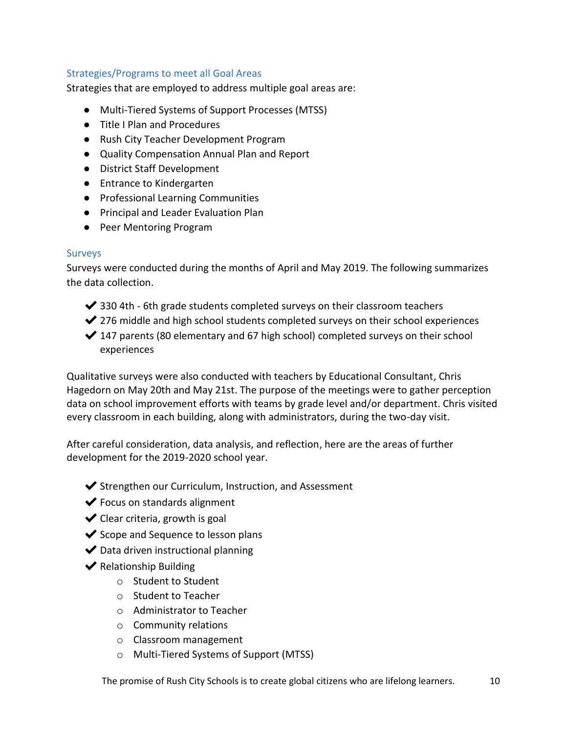## Strategies/Programs to meet all Goal Areas

Strategies that are employed to address multiple goal areas are:

- Multi-Tiered Systems of Support Processes (MTSS)
- Title I Plan and Procedures
- Rush City Teacher Development Program
- Quality Compensation Annual Plan and Report
- District Staff Development
- Entrance to Kindergarten
- Professional Learning Communities
- Principal and Leader Evaluation Plan
- Peer Mentoring Program

## Surveys

Surveys were conducted during the months of April and May 2019. The following summarizes the data collection.

- ✔ 330 4th - 6th grade students completed surveys on their classroom teachers
- ✔ 276 middle and high school students completed surveys on their school experiences
- ✔ 147 parents (80 elementary and 67 high school) completed surveys on their school experiences

Qualitative surveys were also conducted with teachers by Educational Consultant, Chris Hagedorn on May 20th and May 21st. The purpose of the meetings were to gather perception data on school improvement efforts with teams by grade level and/or department. Chris visited every classroom in each building, along with administrators, during the two-day visit.

After careful consideration, data analysis, and reflection, here are the areas of further development for the 2019-2020 school year.

- ✔ Strengthen our Curriculum, Instruction, and Assessment
- ✔ Focus on standards alignment
- ✔ Clear criteria, growth is goal
- ✔ Scope and Sequence to lesson plans
- ✔ Data driven instructional planning
- ✔ Relationship Building
  - Student to Student
  - Student to Teacher
  - Administrator to Teacher
  - Community relations
  - Classroom management
  - Multi-Tiered Systems of Support (MTSS)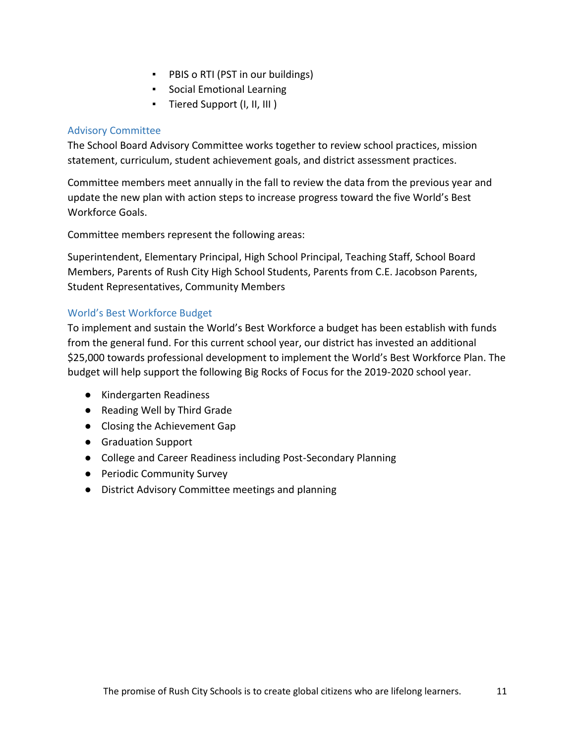- PBIS o RTI (PST in our buildings)
- Social Emotional Learning
- Tiered Support (I, II, III )

## Advisory Committee

The School Board Advisory Committee works together to review school practices, mission statement, curriculum, student achievement goals, and district assessment practices.

Committee members meet annually in the fall to review the data from the previous year and update the new plan with action steps to increase progress toward the five World's Best Workforce Goals.

Committee members represent the following areas:

Superintendent, Elementary Principal, High School Principal, Teaching Staff, School Board Members, Parents of Rush City High School Students, Parents from C.E. Jacobson Parents, Student Representatives, Community Members

## World's Best Workforce Budget

To implement and sustain the World's Best Workforce a budget has been establish with funds from the general fund. For this current school year, our district has invested an additional $25,000 towards professional development to implement the World's Best Workforce Plan. The budget will help support the following Big Rocks of Focus for the 2019-2020 school year.

- Kindergarten Readiness
- Reading Well by Third Grade
- Closing the Achievement Gap
- Graduation Support
- College and Career Readiness including Post-Secondary Planning
- Periodic Community Survey
- District Advisory Committee meetings and planning

The promise of Rush City Schools is to create global citizens who are lifelong learners.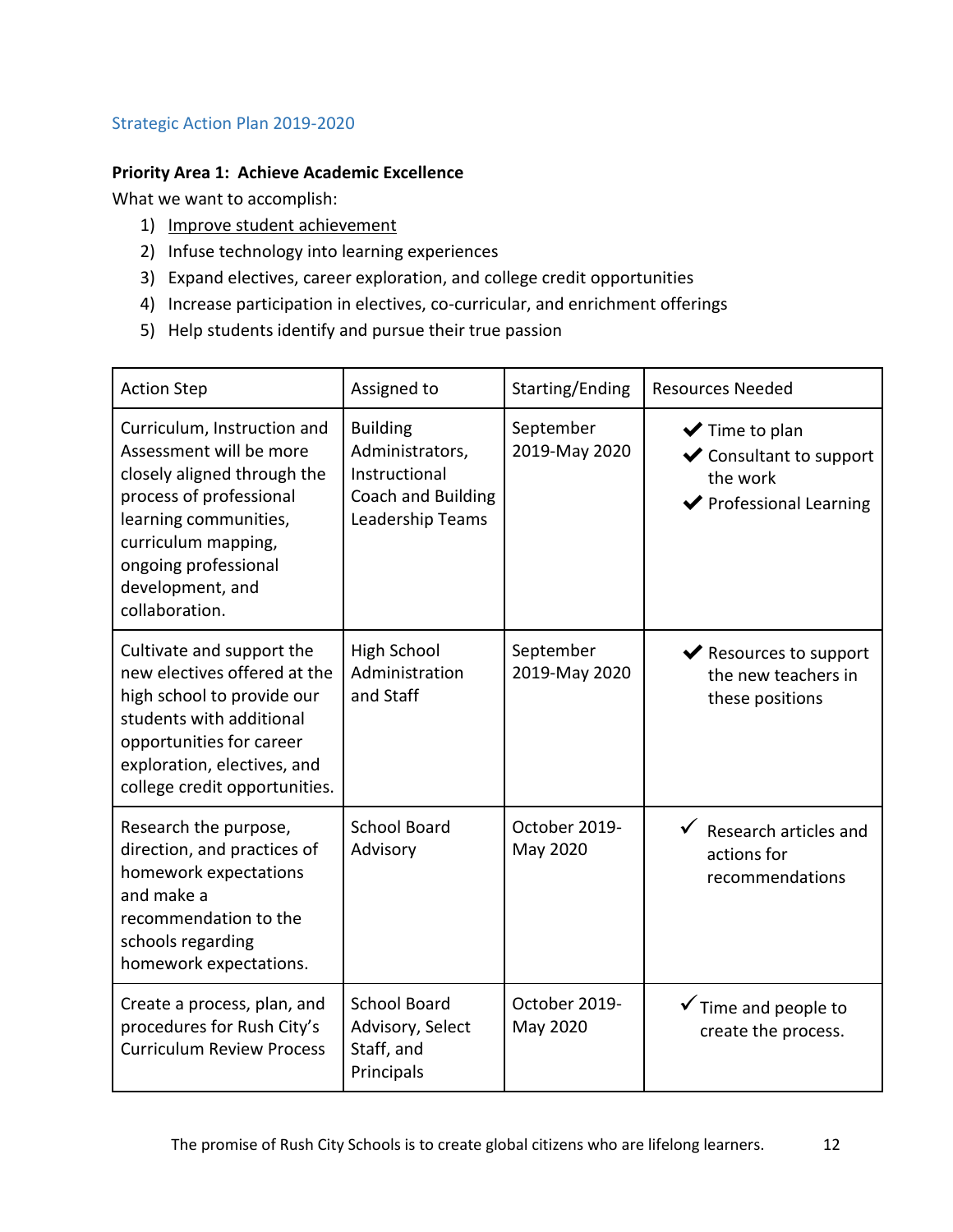## Strategic Action Plan 2019-2020

**Priority Area 1: Achieve Academic Excellence**

What we want to accomplish:

1) Improve student achievement
2) Infuse technology into learning experiences
3) Expand electives, career exploration, and college credit opportunities
4) Increase participation in electives, co-curricular, and enrichment offerings
5) Help students identify and pursue their true passion

| Action Step | Assigned to | Starting/Ending | Resources Needed |
|---|---|---|---|
| Curriculum, Instruction and Assessment will be more closely aligned through the process of professional learning communities, curriculum mapping, ongoing professional development, and collaboration. | Building Administrators, Instructional Coach and Building Leadership Teams | September 2019-May 2020 | ✔ Time to plan<br>✔ Consultant to support the work<br>✔ Professional Learning |
| Cultivate and support the new electives offered at the high school to provide our students with additional opportunities for career exploration, electives, and college credit opportunities. | High School Administration and Staff | September 2019-May 2020 | ✔ Resources to support the new teachers in these positions |
| Research the purpose, direction, and practices of homework expectations and make a recommendation to the schools regarding homework expectations. | School Board Advisory | October 2019-May 2020 | ✓ Research articles and actions for recommendations |
| Create a process, plan, and procedures for Rush City's Curriculum Review Process | School Board Advisory, Select Staff, and Principals | October 2019-May 2020 | ✓ Time and people to create the process. |

The promise of Rush City Schools is to create global citizens who are lifelong learners.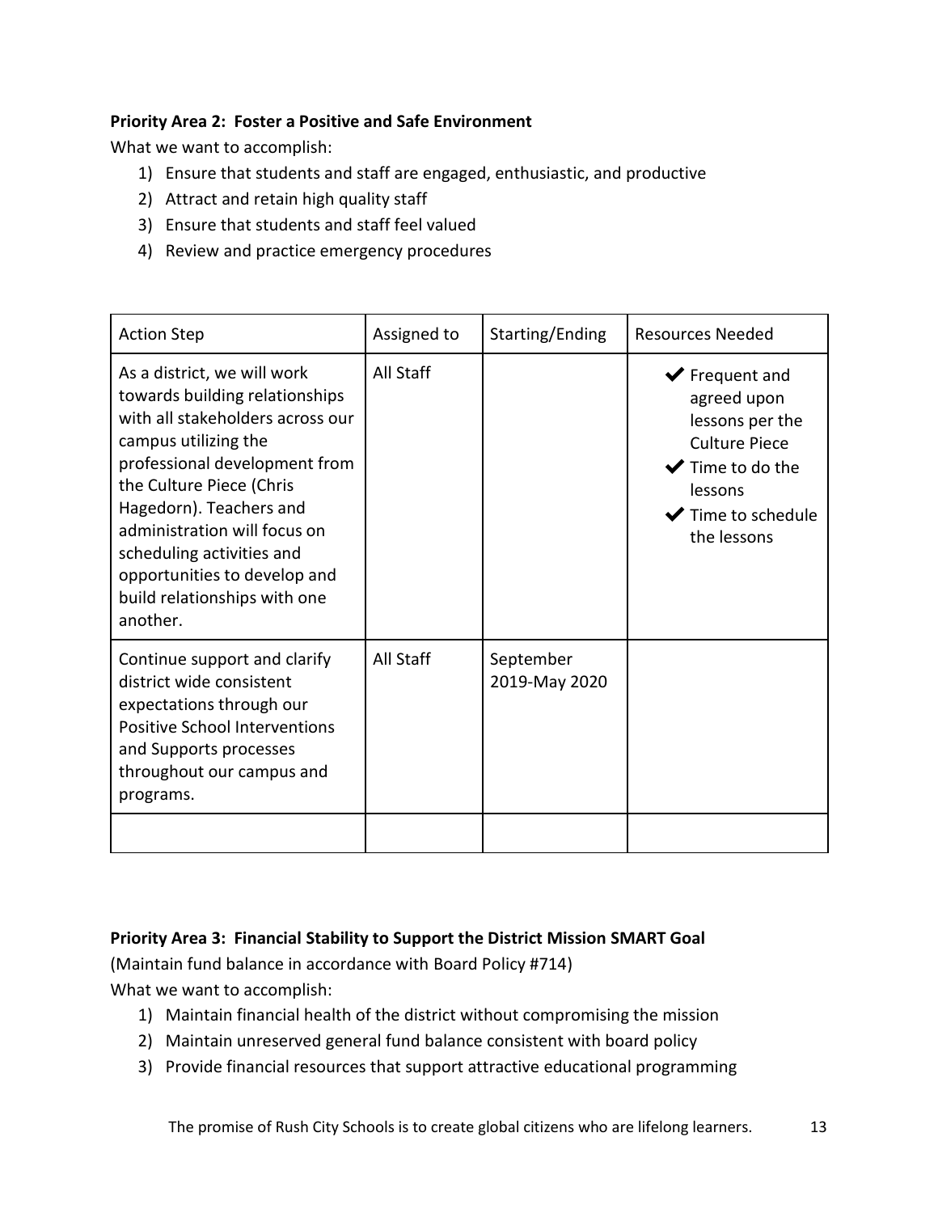**Priority Area 2: Foster a Positive and Safe Environment**

What we want to accomplish:

1) Ensure that students and staff are engaged, enthusiastic, and productive
2) Attract and retain high quality staff
3) Ensure that students and staff feel valued
4) Review and practice emergency procedures

| Action Step | Assigned to | Starting/Ending | Resources Needed |
|---|---|---|---|
| As a district, we will work towards building relationships with all stakeholders across our campus utilizing the professional development from the Culture Piece (Chris Hagedorn). Teachers and administration will focus on scheduling activities and opportunities to develop and build relationships with one another. | All Staff | | ✔ Frequent and agreed upon lessons per the Culture Piece<br>✔ Time to do the lessons<br>✔ Time to schedule the lessons |
| Continue support and clarify district wide consistent expectations through our Positive School Interventions and Supports processes throughout our campus and programs. | All Staff | September 2019-May 2020 | |
| | | | |

**Priority Area 3: Financial Stability to Support the District Mission SMART Goal**

(Maintain fund balance in accordance with Board Policy #714)

What we want to accomplish:

1) Maintain financial health of the district without compromising the mission
2) Maintain unreserved general fund balance consistent with board policy
3) Provide financial resources that support attractive educational programming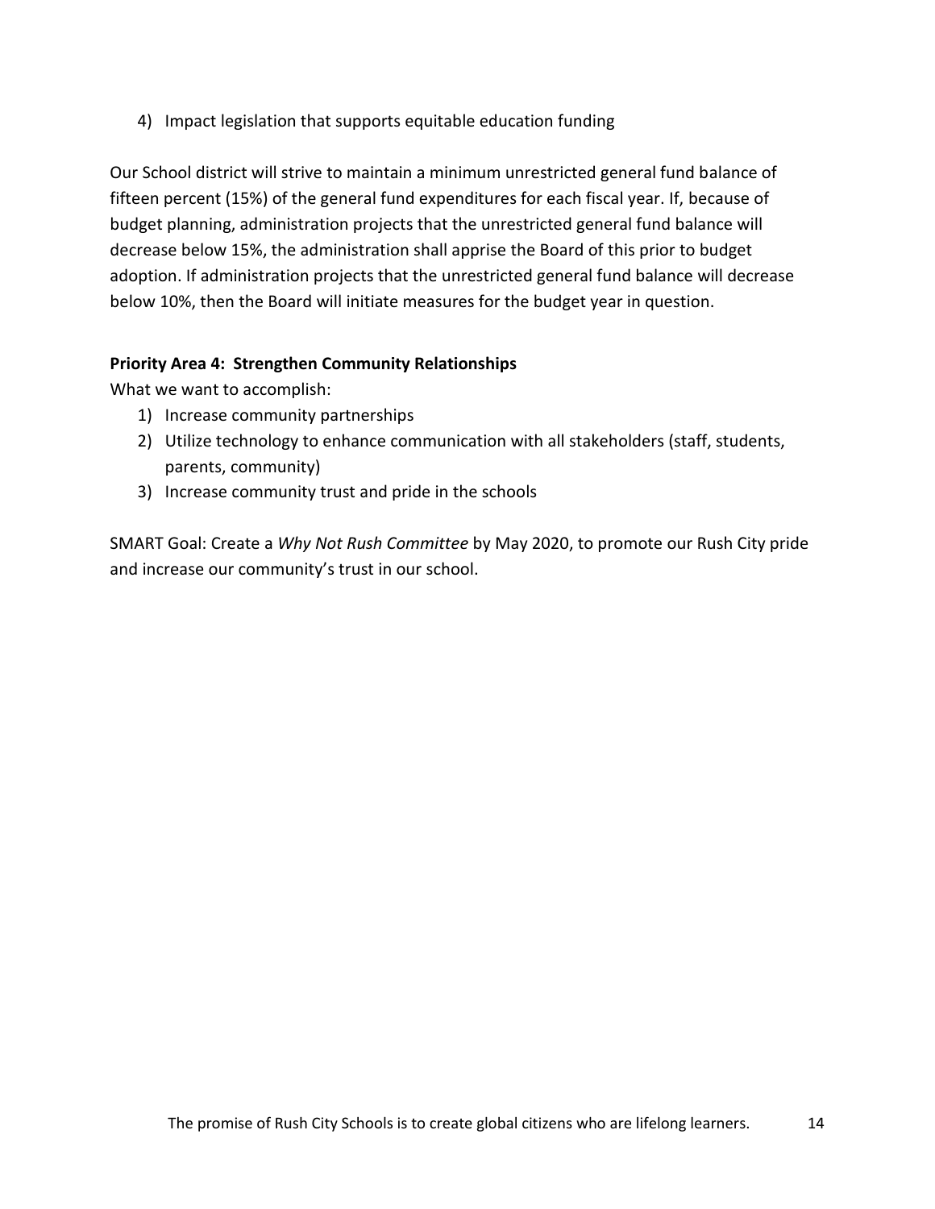4) Impact legislation that supports equitable education funding

Our School district will strive to maintain a minimum unrestricted general fund balance of fifteen percent (15%) of the general fund expenditures for each fiscal year. If, because of budget planning, administration projects that the unrestricted general fund balance will decrease below 15%, the administration shall apprise the Board of this prior to budget adoption. If administration projects that the unrestricted general fund balance will decrease below 10%, then the Board will initiate measures for the budget year in question.

**Priority Area 4: Strengthen Community Relationships**

What we want to accomplish:

1) Increase community partnerships
2) Utilize technology to enhance communication with all stakeholders (staff, students, parents, community)
3) Increase community trust and pride in the schools

SMART Goal: Create a *Why Not Rush Committee* by May 2020, to promote our Rush City pride and increase our community's trust in our school.